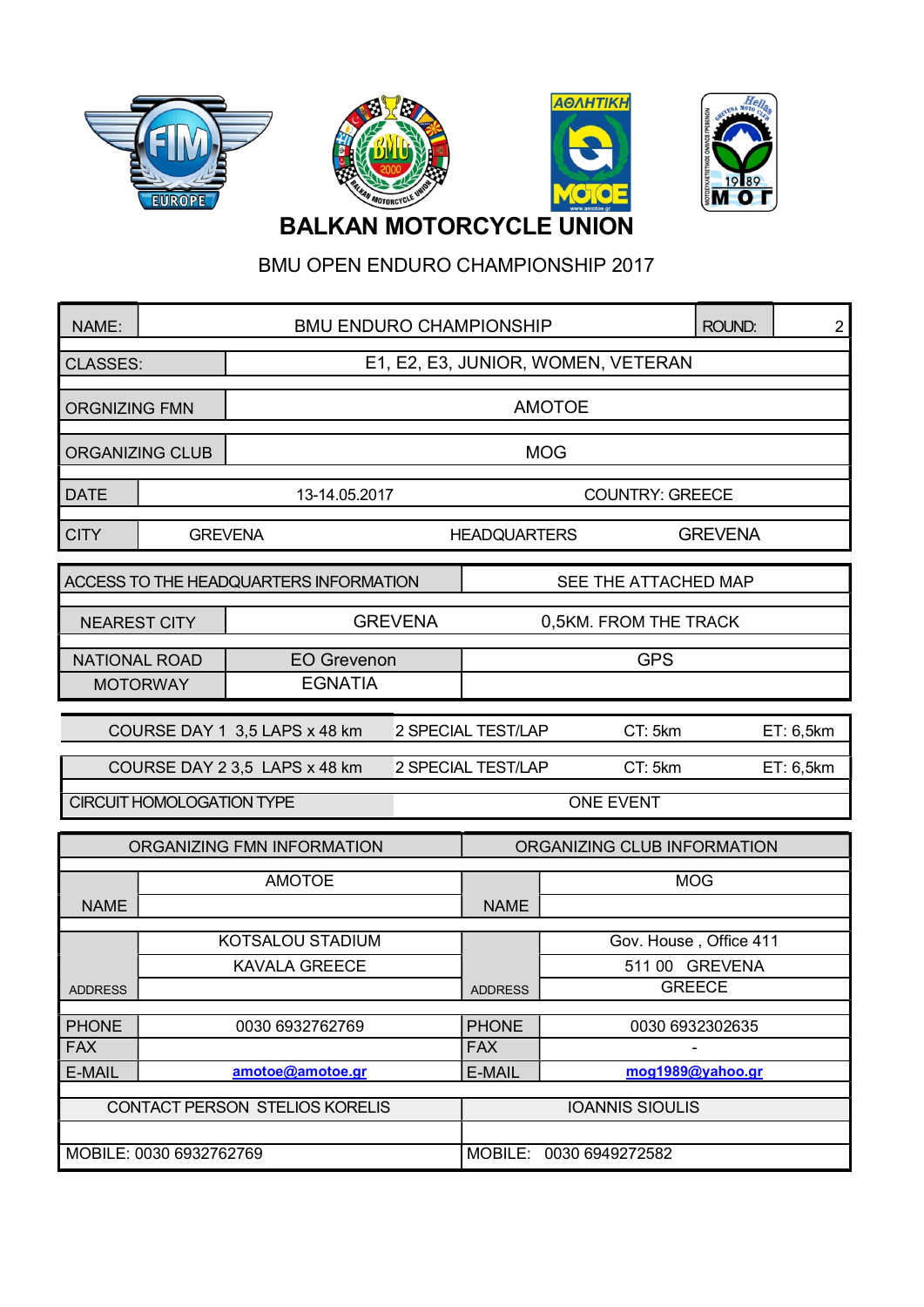# BALKAN MOTORCYCLE UNION

## BMU OPEN ENDURO CHAMPIONSHIP 2017

| | | | |
|---|---|---|---|
| NAME: | BMU ENDURO CHAMPIONSHIP | ROUND: | 2 |
| CLASSES: | E1, E2, E3, JUNIOR, WOMEN, VETERAN | | |
| ORGNIZING FMN | AMOTOE | | |
| ORGANIZING CLUB | MOG | | |
| DATE | 13-14.05.2017 | COUNTRY: GREECE | |
| CITY | GREVENA | HEADQUARTERS | GREVENA |

| | | |
|---|---|---|
| ACCESS TO THE HEADQUARTERS INFORMATION | | SEE THE ATTACHED MAP |
| NEAREST CITY | GREVENA | 0,5KM. FROM THE TRACK |
| NATIONAL ROAD | EO Grevenon | GPS |
| MOTORWAY | EGNATIA | |

| | | | |
|---|---|---|---|
| COURSE DAY 1 3,5 LAPS x 48 km | 2 SPECIAL TEST/LAP | CT: 5km | ET: 6,5km |
| COURSE DAY 2 3,5 LAPS x 48 km | 2 SPECIAL TEST/LAP | CT: 5km | ET: 6,5km |
| CIRCUIT HOMOLOGATION TYPE | ONE EVENT | | |

| ORGANIZING FMN INFORMATION | | ORGANIZING CLUB INFORMATION | |
|---|---|---|---|
| NAME | AMOTOE | NAME | MOG |
| ADDRESS | KOTSALOU STADIUM<br>KAVALA GREECE | ADDRESS | Gov. House , Office 411<br>511 00 GREVENA<br>GREECE |
| PHONE | 0030 6932762769 | PHONE | 0030 6932302635 |
| FAX | | FAX | - |
| E-MAIL | amotoe@amotoe.gr | E-MAIL | mog1989@yahoo.gr |
| CONTACT PERSON STELIOS KORELIS | | IOANNIS SIOULIS | |
| MOBILE: 0030 6932762769 | | MOBILE: 0030 6949272582 | |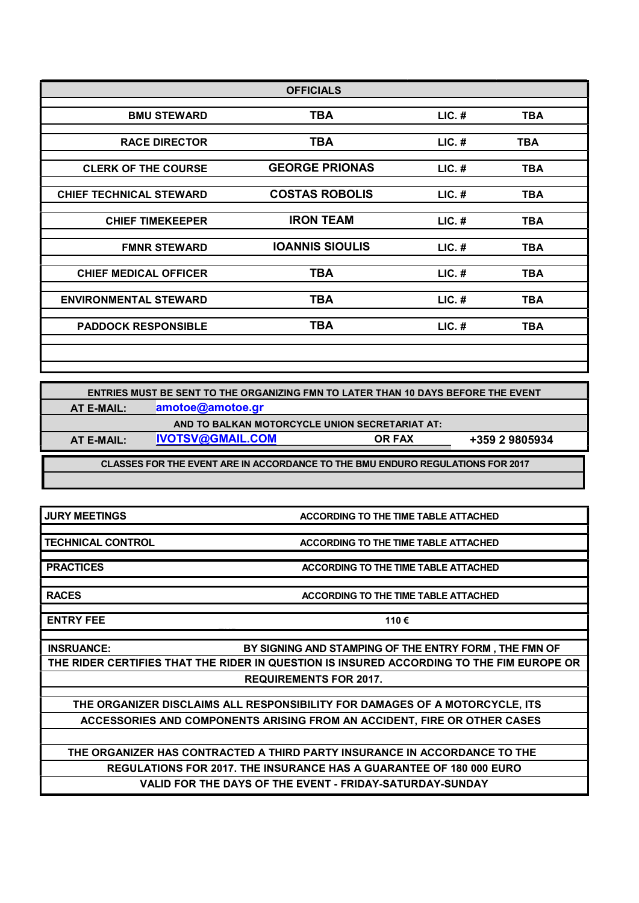| OFFICIALS | | | |
|---|---|---|---|
| BMU STEWARD | TBA | LIC. # | TBA |
| RACE DIRECTOR | TBA | LIC. # | TBA |
| CLERK OF THE COURSE | GEORGE PRIONAS | LIC. # | TBA |
| CHIEF TECHNICAL STEWARD | COSTAS ROBOLIS | LIC. # | TBA |
| CHIEF TIMEKEEPER | IRON TEAM | LIC. # | TBA |
| FMNR STEWARD | IOANNIS SIOULIS | LIC. # | TBA |
| CHIEF MEDICAL OFFICER | TBA | LIC. # | TBA |
| ENVIRONMENTAL STEWARD | TBA | LIC. # | TBA |
| PADDOCK RESPONSIBLE | TBA | LIC. # | TBA |

| ENTRIES MUST BE SENT TO THE ORGANIZING FMN TO LATER THAN 10 DAYS BEFORE THE EVENT | | | |
|---|---|---|---|
| AT E-MAIL: | amotoe@amotoe.gr | | |
| AND TO BALKAN MOTORCYCLE UNION SECRETARIAT AT: | | | |
| AT E-MAIL: | IVOTSV@GMAIL.COM | OR FAX | +359 2 9805934 |

CLASSES FOR THE EVENT ARE IN ACCORDANCE TO THE BMU ENDURO REGULATIONS FOR 2017

| | |
|---|---|
| JURY MEETINGS | ACCORDING TO THE TIME TABLE ATTACHED |
| TECHNICAL CONTROL | ACCORDING TO THE TIME TABLE ATTACHED |
| PRACTICES | ACCORDING TO THE TIME TABLE ATTACHED |
| RACES | ACCORDING TO THE TIME TABLE ATTACHED |
| ENTRY FEE | 110 € |

INSRUANCE: BY SIGNING AND STAMPING OF THE ENTRY FORM , THE FMN OF THE RIDER CERTIFIES THAT THE RIDER IN QUESTION IS INSURED ACCORDING TO THE FIM EUROPE OR REQUIREMENTS FOR 2017.

THE ORGANIZER DISCLAIMS ALL RESPONSIBILITY FOR DAMAGES OF A MOTORCYCLE, ITS ACCESSORIES AND COMPONENTS ARISING FROM AN ACCIDENT, FIRE OR OTHER CASES

THE ORGANIZER HAS CONTRACTED A THIRD PARTY INSURANCE IN ACCORDANCE TO THE REGULATIONS FOR 2017. THE INSURANCE HAS A GUARANTEE OF 180 000 EURO VALID FOR THE DAYS OF THE EVENT - FRIDAY-SATURDAY-SUNDAY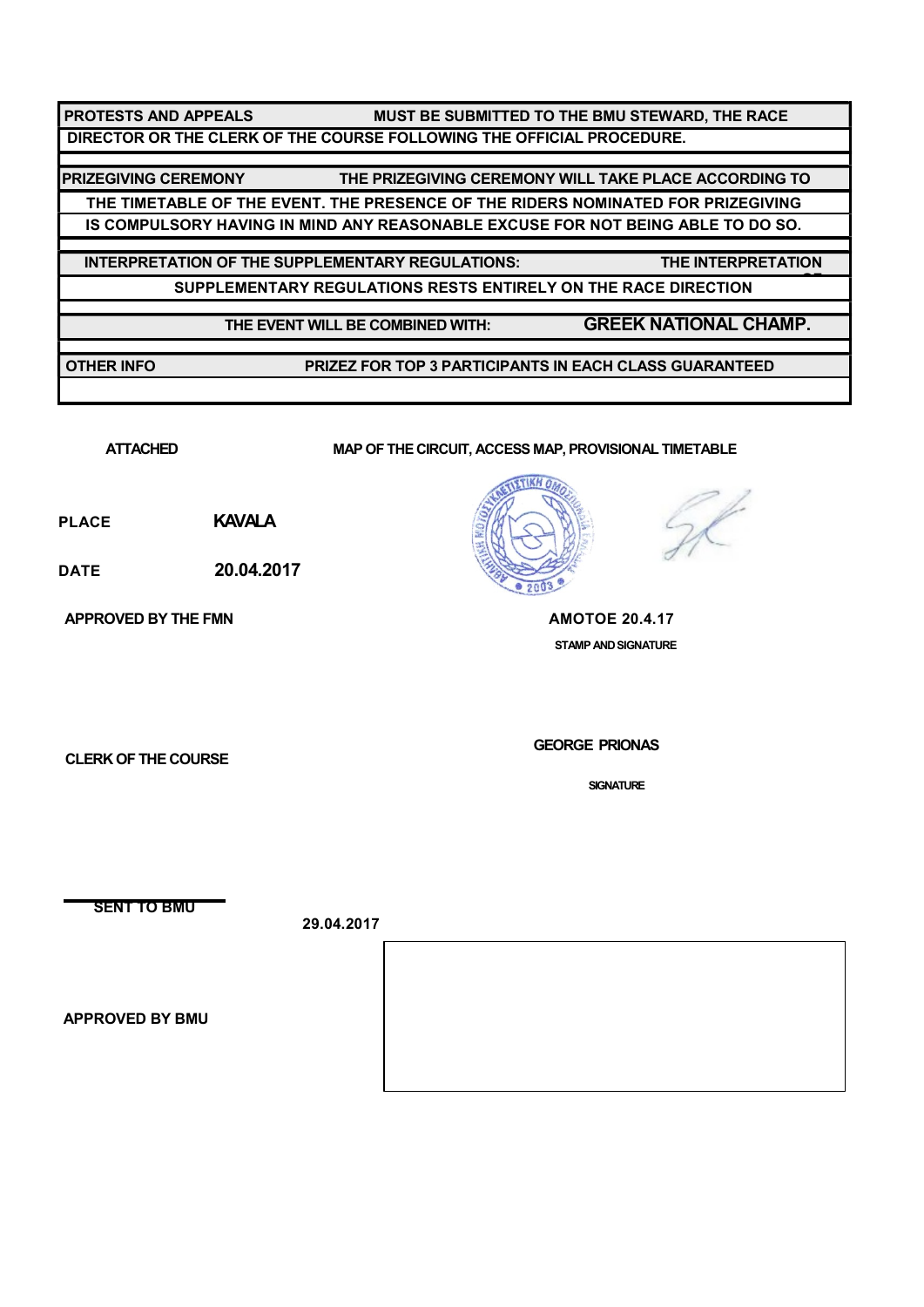| | |
|---|---|
| **PROTESTS AND APPEALS** | **MUST BE SUBMITTED TO THE BMU STEWARD, THE RACE DIRECTOR OR THE CLERK OF THE COURSE FOLLOWING THE OFFICIAL PROCEDURE.** |
| **PRIZEGIVING CEREMONY** | **THE PRIZEGIVING CEREMONY WILL TAKE PLACE ACCORDING TO THE TIMETABLE OF THE EVENT. THE PRESENCE OF THE RIDERS NOMINATED FOR PRIZEGIVING IS COMPULSORY HAVING IN MIND ANY REASONABLE EXCUSE FOR NOT BEING ABLE TO DO SO.** |
| **INTERPRETATION OF THE SUPPLEMENTARY REGULATIONS:** | **THE INTERPRETATION OF SUPPLEMENTARY REGULATIONS RESTS ENTIRELY ON THE RACE DIRECTION** |
| **THE EVENT WILL BE COMBINED WITH:** | **GREEK NATIONAL CHAMP.** |
| **OTHER INFO** | **PRIZEZ FOR TOP 3 PARTICIPANTS IN EACH CLASS GUARANTEED** |

**ATTACHED** MAP OF THE CIRCUIT, ACCESS MAP, PROVISIONAL TIMETABLE

**PLACE** KAVALA

**DATE** 20.04.2017

**APPROVED BY THE FMN** AMOTOE 20.4.17

STAMP AND SIGNATURE

**CLERK OF THE COURSE** GEORGE PRIONAS

SIGNATURE

**SENT TO BMU** 29.04.2017

**APPROVED BY BMU**